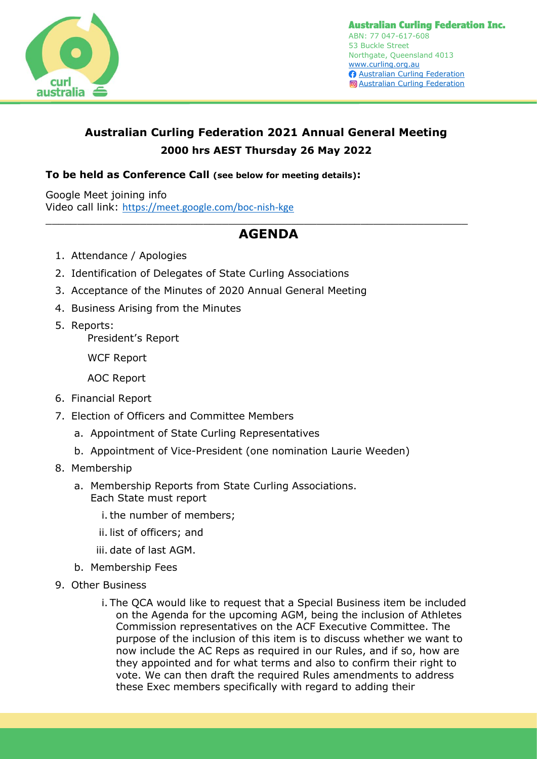**Australian Curling Federation Inc.**
ABN: 77 047-617-608
53 Buckle Street
Northgate, Queensland 4013
www.curling.org.au
Australian Curling Federation
Australian Curling Federation

## Australian Curling Federation 2021 Annual General Meeting
### 2000 hrs AEST Thursday 26 May 2022

**To be held as Conference Call (see below for meeting details):**

Google Meet joining info
Video call link: https://meet.google.com/boc-nish-kge

---

## AGENDA

1. Attendance / Apologies
2. Identification of Delegates of State Curling Associations
3. Acceptance of the Minutes of 2020 Annual General Meeting
4. Business Arising from the Minutes
5. Reports:
   President's Report
   WCF Report
   AOC Report
6. Financial Report
7. Election of Officers and Committee Members
   a. Appointment of State Curling Representatives
   b. Appointment of Vice-President (one nomination Laurie Weeden)
8. Membership
   a. Membership Reports from State Curling Associations.
      Each State must report
      i. the number of members;
      ii. list of officers; and
      iii. date of last AGM.
   b. Membership Fees
9. Other Business
   i. The QCA would like to request that a Special Business item be included on the Agenda for the upcoming AGM, being the inclusion of Athletes Commission representatives on the ACF Executive Committee. The purpose of the inclusion of this item is to discuss whether we want to now include the AC Reps as required in our Rules, and if so, how are they appointed and for what terms and also to confirm their right to vote. We can then draft the required Rules amendments to address these Exec members specifically with regard to adding their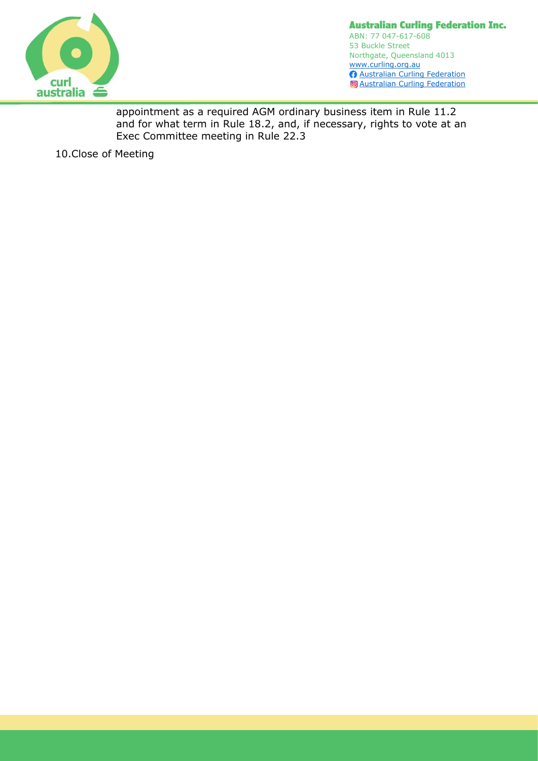appointment as a required AGM ordinary business item in Rule 11.2 and for what term in Rule 18.2, and, if necessary, rights to vote at an Exec Committee meeting in Rule 22.3

10. Close of Meeting